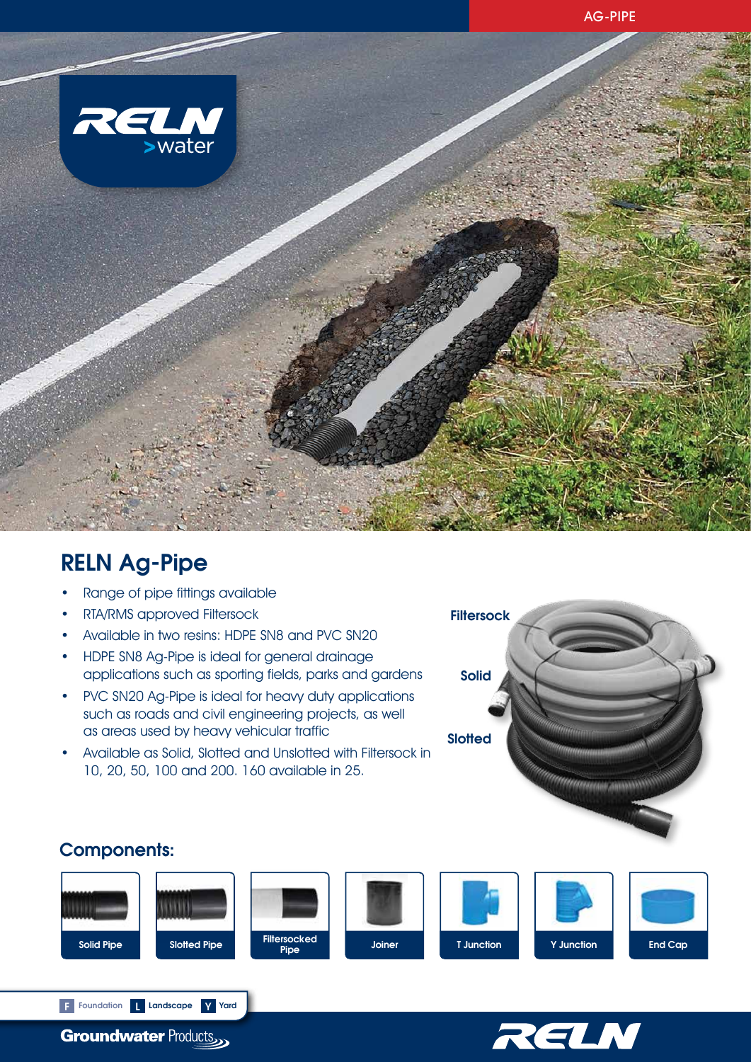AG-PIPE

RELN >water

## RELN Ag-Pipe

- Range of pipe fittings available
- RTA/RMS approved Filtersock
- Available in two resins: HDPE SN8 and PVC SN20
- HDPE SN8 Ag-Pipe is ideal for general drainage applications such as sporting fields, parks and gardens
- PVC SN20 Ag-Pipe is ideal for heavy duty applications such as roads and civil engineering projects, as well as areas used by heavy vehicular traffic
- Available as Solid, Slotted and Unslotted with Filtersock in 10, 20, 50, 100 and 200. 160 available in 25.

Filtersock

Solid

Slotted

### Components:

Solid Pipe | Slotted Pipe | Filtersocked Pipe | Joiner | T Junction | Y Junction | End Cap

F Foundation L Landscape Y Yard

Groundwater Products

RELN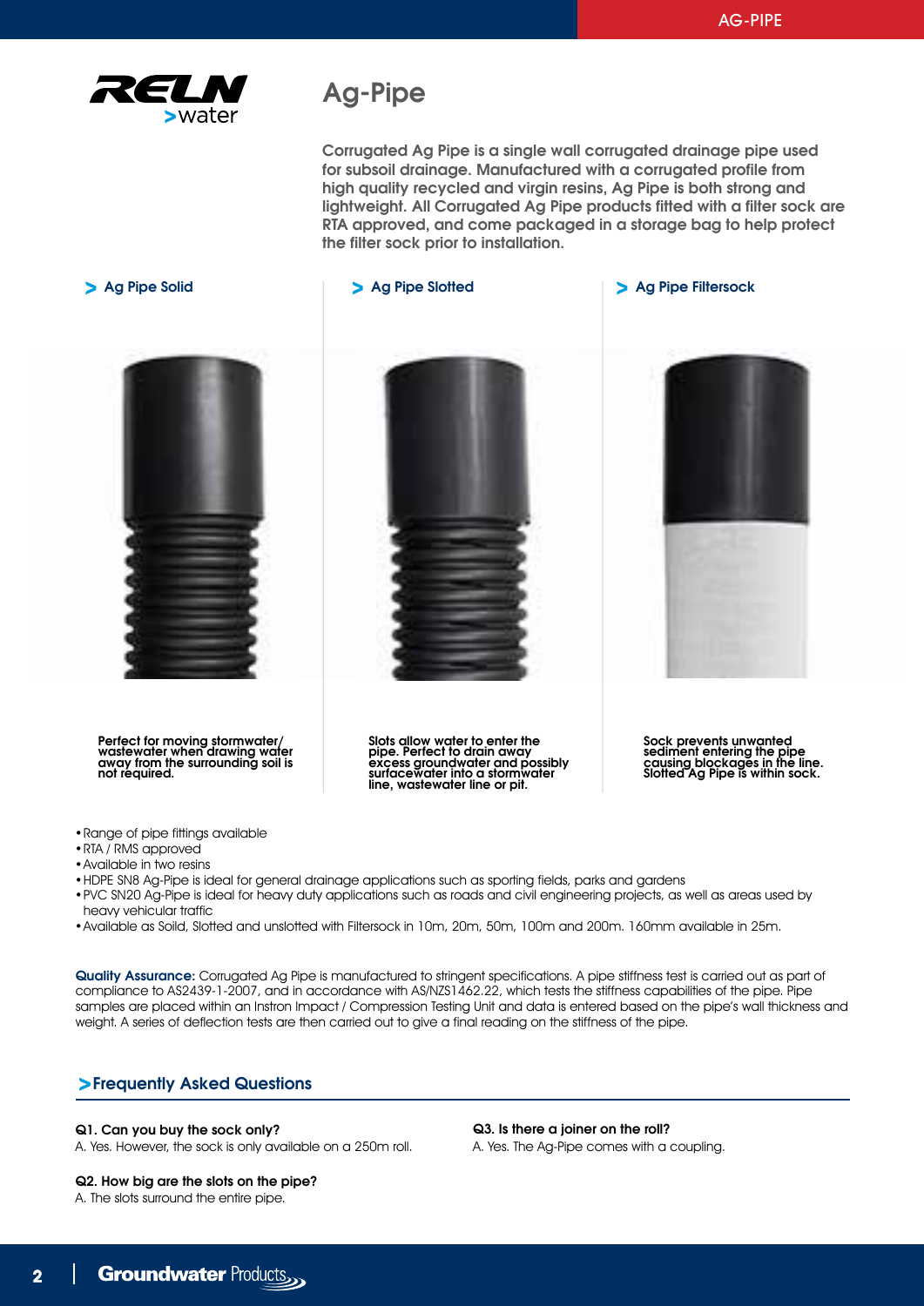# Ag-Pipe

Corrugated Ag Pipe is a single wall corrugated drainage pipe used for subsoil drainage. Manufactured with a corrugated profile from high quality recycled and virgin resins, Ag Pipe is both strong and lightweight. All Corrugated Ag Pipe products fitted with a filter sock are RTA approved, and come packaged in a storage bag to help protect the filter sock prior to installation.

### > Ag Pipe Solid

**Perfect for moving stormwater/ wastewater when drawing water away from the surrounding soil is not required.**

### > Ag Pipe Slotted

**Slots allow water to enter the pipe. Perfect to drain away excess groundwater and possibly surfacewater into a stormwater line, wastewater line or pit.**

### > Ag Pipe Filtersock

**Sock prevents unwanted sediment entering the pipe causing blockages in the line. Slotted Ag Pipe is within sock.**

- Range of pipe fittings available
- RTA / RMS approved
- Available in two resins
- HDPE SN8 Ag-Pipe is ideal for general drainage applications such as sporting fields, parks and gardens
- PVC SN20 Ag-Pipe is ideal for heavy duty applications such as roads and civil engineering projects, as well as areas used by heavy vehicular traffic
- Available as Soild, Slotted and unslotted with Filtersock in 10m, 20m, 50m, 100m and 200m. 160mm available in 25m.

**Quality Assurance:** Corrugated Ag Pipe is manufactured to stringent specifications. A pipe stiffness test is carried out as part of compliance to AS2439-1-2007, and in accordance with AS/NZS1462.22, which tests the stiffness capabilities of the pipe. Pipe samples are placed within an Instron Impact / Compression Testing Unit and data is entered based on the pipe's wall thickness and weight. A series of deflection tests are then carried out to give a final reading on the stiffness of the pipe.

## >Frequently Asked Questions

**Q1. Can you buy the sock only?**
A. Yes. However, the sock is only available on a 250m roll.

**Q2. How big are the slots on the pipe?**
A. The slots surround the entire pipe.

**Q3. Is there a joiner on the roll?**
A. Yes. The Ag-Pipe comes with a coupling.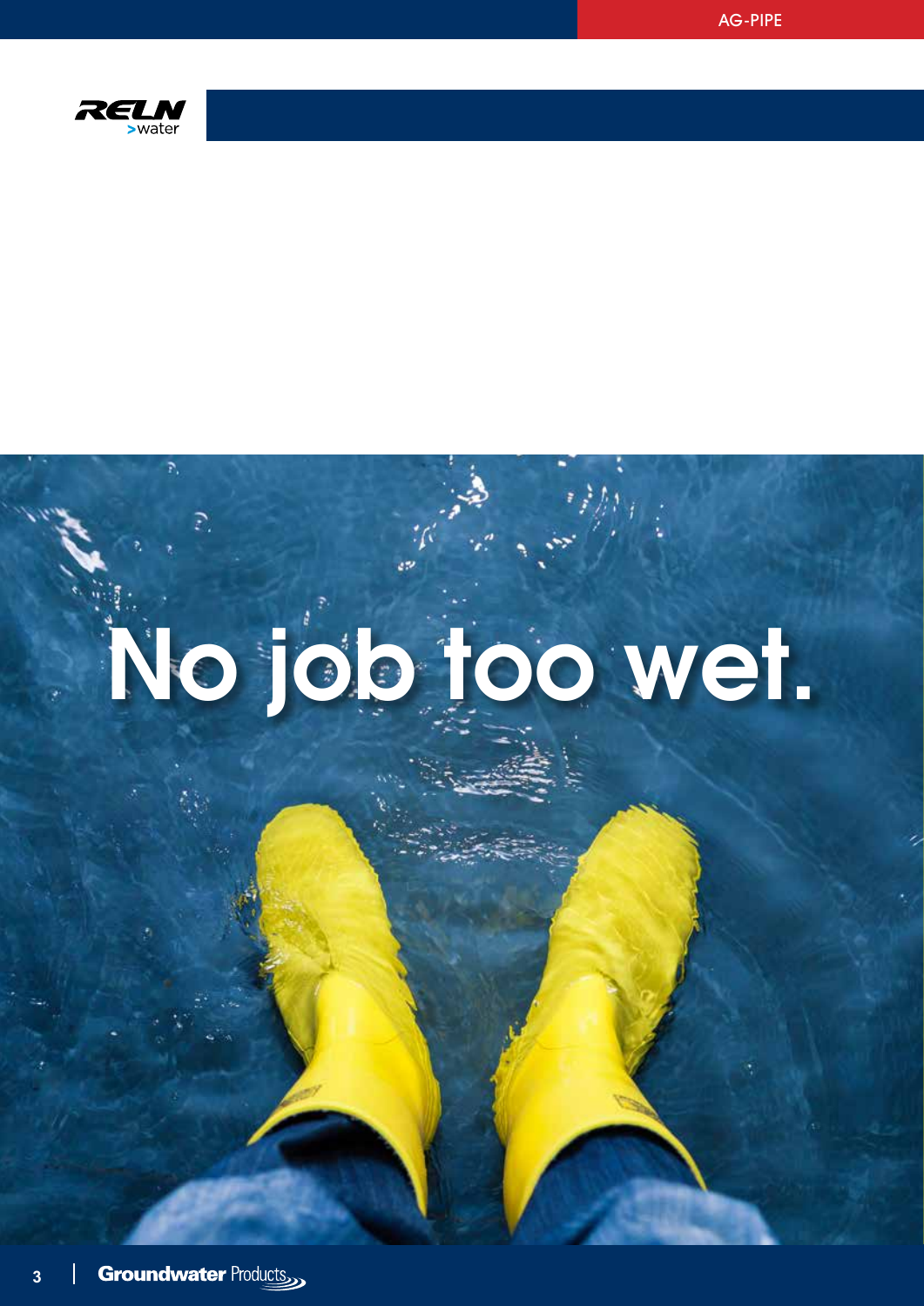No job too wet.